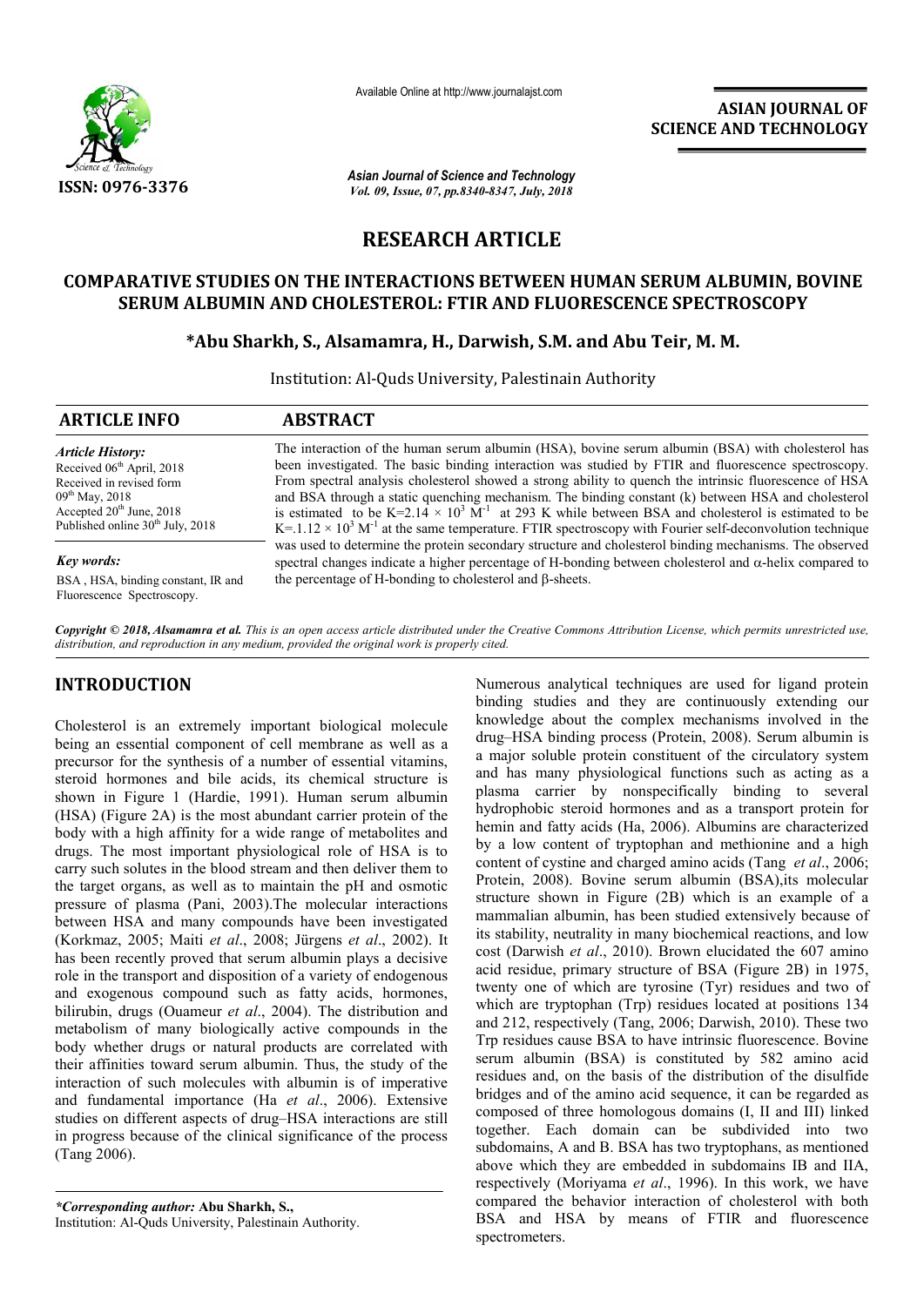Available Online at http://www.journalajst.com

**ASIAN JOURNAL OF SCIENCE AND TECHNOLOGY**

*Asian Journal of Science and Technology*
*Vol. 09, Issue, 07, pp.8340-8347, July, 2018*

**ISSN: 0976-3376**

# RESEARCH ARTICLE

## COMPARATIVE STUDIES ON THE INTERACTIONS BETWEEN HUMAN SERUM ALBUMIN, BOVINE SERUM ALBUMIN AND CHOLESTEROL: FTIR AND FLUORESCENCE SPECTROSCOPY

**\*Abu Sharkh, S., Alsamamra, H., Darwish, S.M. and Abu Teir, M. M.**

Institution: Al-Quds University, Palestinain Authority

### ARTICLE INFO

*Article History:*
Received 06th April, 2018
Received in revised form 09th May, 2018
Accepted 20th June, 2018
Published online 30th July, 2018

*Key words:*
BSA , HSA, binding constant, IR and Fluorescence Spectroscopy.

### ABSTRACT

The interaction of the human serum albumin (HSA), bovine serum albumin (BSA) with cholesterol has been investigated. The basic binding interaction was studied by FTIR and fluorescence spectroscopy. From spectral analysis cholesterol showed a strong ability to quench the intrinsic fluorescence of HSA and BSA through a static quenching mechanism. The binding constant (k) between HSA and cholesterol is estimated to be $K=2.14 \times 10^3 M^{-1}$ at 293 K while between BSA and cholesterol is estimated to be $K=.1.12 \times 10^3 M^{-1}$ at the same temperature. FTIR spectroscopy with Fourier self-deconvolution technique was used to determine the protein secondary structure and cholesterol binding mechanisms. The observed spectral changes indicate a higher percentage of H-bonding between cholesterol and α-helix compared to the percentage of H-bonding to cholesterol and β-sheets.

***Copyright © 2018, Alsamamra et al.*** *This is an open access article distributed under the Creative Commons Attribution License, which permits unrestricted use, distribution, and reproduction in any medium, provided the original work is properly cited.*

## INTRODUCTION

Cholesterol is an extremely important biological molecule being an essential component of cell membrane as well as a precursor for the synthesis of a number of essential vitamins, steroid hormones and bile acids, its chemical structure is shown in Figure 1 (Hardie, 1991). Human serum albumin (HSA) (Figure 2A) is the most abundant carrier protein of the body with a high affinity for a wide range of metabolites and drugs. The most important physiological role of HSA is to carry such solutes in the blood stream and then deliver them to the target organs, as well as to maintain the pH and osmotic pressure of plasma (Pani, 2003).The molecular interactions between HSA and many compounds have been investigated (Korkmaz, 2005; Maiti *et al*., 2008; Jürgens *et al*., 2002). It has been recently proved that serum albumin plays a decisive role in the transport and disposition of a variety of endogenous and exogenous compound such as fatty acids, hormones, bilirubin, drugs (Ouameur *et al*., 2004). The distribution and metabolism of many biologically active compounds in the body whether drugs or natural products are correlated with their affinities toward serum albumin. Thus, the study of the interaction of such molecules with albumin is of imperative and fundamental importance (Ha *et al*., 2006). Extensive studies on different aspects of drug–HSA interactions are still in progress because of the clinical significance of the process (Tang 2006).

Numerous analytical techniques are used for ligand protein binding studies and they are continuously extending our knowledge about the complex mechanisms involved in the drug–HSA binding process (Protein, 2008). Serum albumin is a major soluble protein constituent of the circulatory system and has many physiological functions such as acting as a plasma carrier by nonspecifically binding to several hydrophobic steroid hormones and as a transport protein for hemin and fatty acids (Ha, 2006). Albumins are characterized by a low content of tryptophan and methionine and a high content of cystine and charged amino acids (Tang *et al*., 2006; Protein, 2008). Bovine serum albumin (BSA),its molecular structure shown in Figure (2B) which is an example of a mammalian albumin, has been studied extensively because of its stability, neutrality in many biochemical reactions, and low cost (Darwish *et al*., 2010). Brown elucidated the 607 amino acid residue, primary structure of BSA (Figure 2B) in 1975, twenty one of which are tyrosine (Tyr) residues and two of which are tryptophan (Trp) residues located at positions 134 and 212, respectively (Tang, 2006; Darwish, 2010). These two Trp residues cause BSA to have intrinsic fluorescence. Bovine serum albumin (BSA) is constituted by 582 amino acid residues and, on the basis of the distribution of the disulfide bridges and of the amino acid sequence, it can be regarded as composed of three homologous domains (I, II and III) linked together. Each domain can be subdivided into two subdomains, A and B. BSA has two tryptophans, as mentioned above which they are embedded in subdomains IB and IIA, respectively (Moriyama *et al*., 1996). In this work, we have compared the behavior interaction of cholesterol with both BSA and HSA by means of FTIR and fluorescence spectrometers.

***\*Corresponding author:*** **Abu Sharkh, S.,**
Institution: Al-Quds University, Palestinain Authority.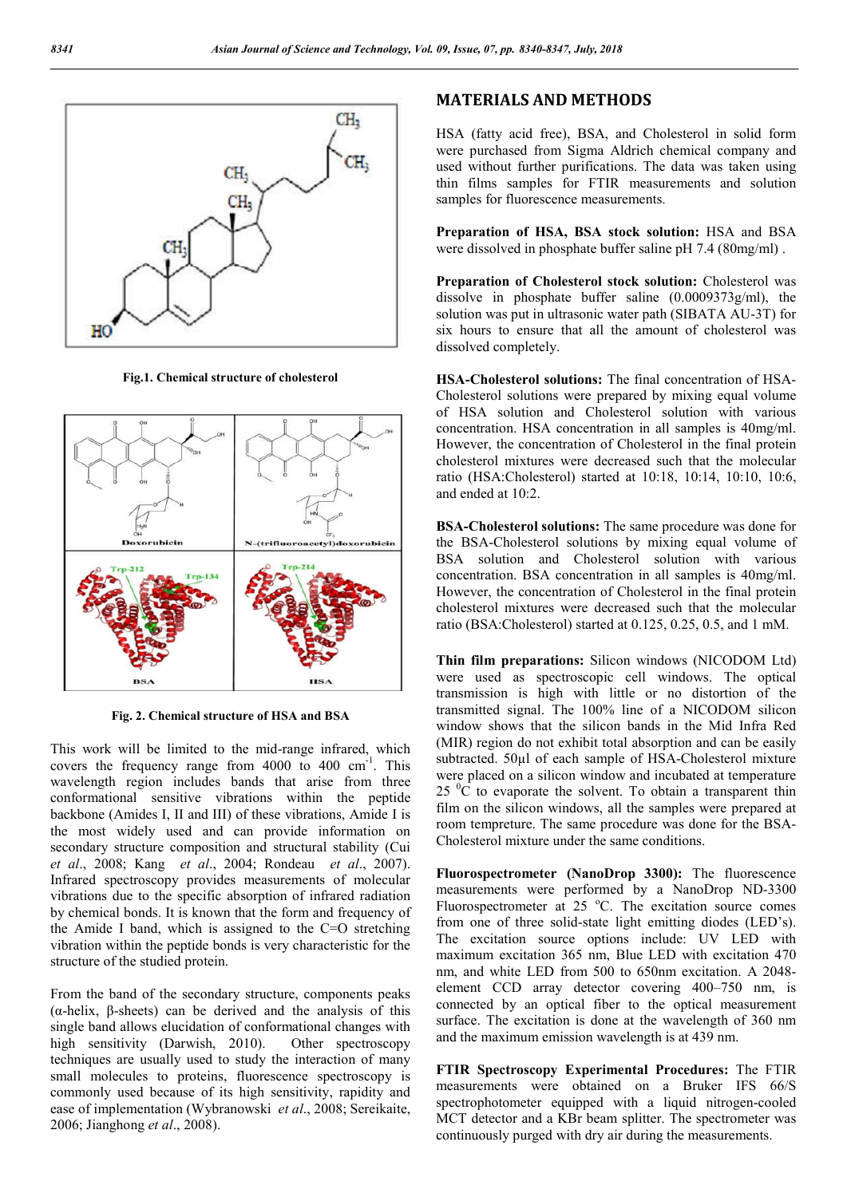Fig.1. Chemical structure of cholesterol

Fig. 2. Chemical structure of HSA and BSA

This work will be limited to the mid-range infrared, which covers the frequency range from 4000 to 400 $cm^{-1}$. This wavelength region includes bands that arise from three conformational sensitive vibrations within the peptide backbone (Amides I, II and III) of these vibrations, Amide I is the most widely used and can provide information on secondary structure composition and structural stability (Cui *et al*., 2008; Kang *et al*., 2004; Rondeau *et al*., 2007). Infrared spectroscopy provides measurements of molecular vibrations due to the specific absorption of infrared radiation by chemical bonds. It is known that the form and frequency of the Amide I band, which is assigned to the C=O stretching vibration within the peptide bonds is very characteristic for the structure of the studied protein.

From the band of the secondary structure, components peaks (α-helix, β-sheets) can be derived and the analysis of this single band allows elucidation of conformational changes with high sensitivity (Darwish, 2010). Other spectroscopy techniques are usually used to study the interaction of many small molecules to proteins, fluorescence spectroscopy is commonly used because of its high sensitivity, rapidity and ease of implementation (Wybranowski *et al*., 2008; Sereikaite, 2006; Jianghong *et al*., 2008).

## MATERIALS AND METHODS

HSA (fatty acid free), BSA, and Cholesterol in solid form were purchased from Sigma Aldrich chemical company and used without further purifications. The data was taken using thin films samples for FTIR measurements and solution samples for fluorescence measurements.

**Preparation of HSA, BSA stock solution:** HSA and BSA were dissolved in phosphate buffer saline pH 7.4 (80mg/ml) .

**Preparation of Cholesterol stock solution:** Cholesterol was dissolve in phosphate buffer saline (0.0009373g/ml), the solution was put in ultrasonic water path (SIBATA AU-3T) for six hours to ensure that all the amount of cholesterol was dissolved completely.

**HSA-Cholesterol solutions:** The final concentration of HSA-Cholesterol solutions were prepared by mixing equal volume of HSA solution and Cholesterol solution with various concentration. HSA concentration in all samples is 40mg/ml. However, the concentration of Cholesterol in the final protein cholesterol mixtures were decreased such that the molecular ratio (HSA:Cholesterol) started at 10:18, 10:14, 10:10, 10:6, and ended at 10:2.

**BSA-Cholesterol solutions:** The same procedure was done for the BSA-Cholesterol solutions by mixing equal volume of BSA solution and Cholesterol solution with various concentration. BSA concentration in all samples is 40mg/ml. However, the concentration of Cholesterol in the final protein cholesterol mixtures were decreased such that the molecular ratio (BSA:Cholesterol) started at 0.125, 0.25, 0.5, and 1 mM.

**Thin film preparations:** Silicon windows (NICODOM Ltd) were used as spectroscopic cell windows. The optical transmission is high with little or no distortion of the transmitted signal. The 100% line of a NICODOM silicon window shows that the silicon bands in the Mid Infra Red (MIR) region do not exhibit total absorption and can be easily subtracted. 50µl of each sample of HSA-Cholesterol mixture were placed on a silicon window and incubated at temperature 25 $^{0}$C to evaporate the solvent. To obtain a transparent thin film on the silicon windows, all the samples were prepared at room tempreture. The same procedure was done for the BSA-Cholesterol mixture under the same conditions.

**Fluorospectrometer (NanoDrop 3300):** The fluorescence measurements were performed by a NanoDrop ND-3300 Fluorospectrometer at 25 $^{o}$C. The excitation source comes from one of three solid-state light emitting diodes (LED's). The excitation source options include: UV LED with maximum excitation 365 nm, Blue LED with excitation 470 nm, and white LED from 500 to 650nm excitation. A 2048-element CCD array detector covering 400–750 nm, is connected by an optical fiber to the optical measurement surface. The excitation is done at the wavelength of 360 nm and the maximum emission wavelength is at 439 nm.

**FTIR Spectroscopy Experimental Procedures:** The FTIR measurements were obtained on a Bruker IFS 66/S spectrophotometer equipped with a liquid nitrogen-cooled MCT detector and a KBr beam splitter. The spectrometer was continuously purged with dry air during the measurements.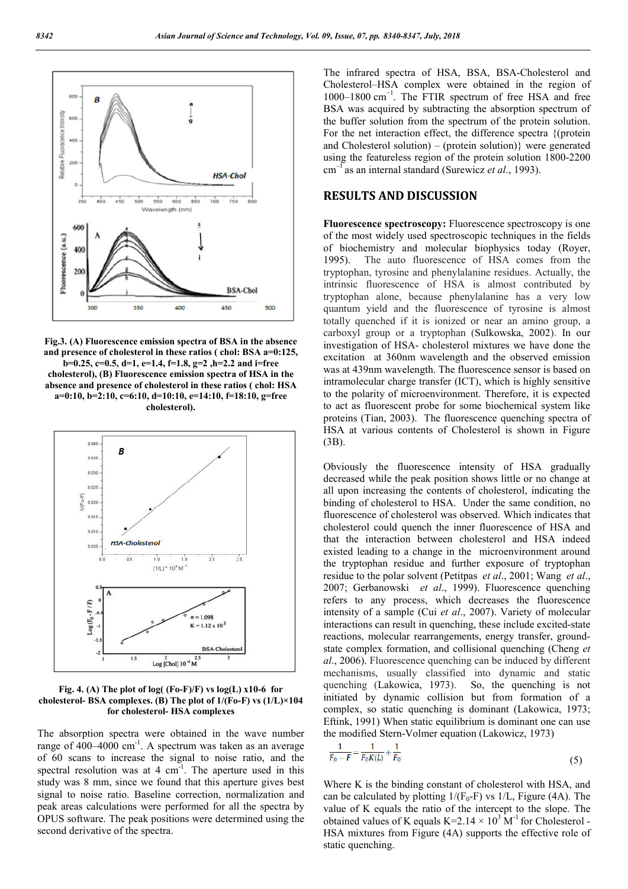Fig.3. (A) Fluorescence emission spectra of BSA in the absence and presence of cholesterol in these ratios ( chol: BSA a=0:125, b=0.25, c=0.5, d=1, e=1.4, f=1.8, g=2 ,h=2.2 and i=free cholesterol), (B) Fluorescence emission spectra of HSA in the absence and presence of cholesterol in these ratios ( chol: HSA a=0:10, b=2:10, c=6:10, d=10:10, e=14:10, f=18:10, g=free cholesterol).

Fig. 4. (A) The plot of log( (Fo-F)/F) vs log(L) x10-6 for cholesterol- BSA complexes. (B) The plot of 1/(Fo-F) vs (1/L)×104 for cholesterol- HSA complexes

The absorption spectra were obtained in the wave number range of 400–4000 $cm^{-1}$. A spectrum was taken as an average of 60 scans to increase the signal to noise ratio, and the spectral resolution was at 4 $cm^{-1}$. The aperture used in this study was 8 mm, since we found that this aperture gives best signal to noise ratio. Baseline correction, normalization and peak areas calculations were performed for all the spectra by OPUS software. The peak positions were determined using the second derivative of the spectra.

The infrared spectra of HSA, BSA, BSA-Cholesterol and Cholesterol–HSA complex were obtained in the region of 1000–1800 $cm^{-1}$. The FTIR spectrum of free HSA and free BSA was acquired by subtracting the absorption spectrum of the buffer solution from the spectrum of the protein solution. For the net interaction effect, the difference spectra {(protein and Cholesterol solution) – (protein solution)} were generated using the featureless region of the protein solution 1800-2200 $cm^{-1}$ as an internal standard (Surewicz *et al*., 1993).

## RESULTS AND DISCUSSION

**Fluorescence spectroscopy:** Fluorescence spectroscopy is one of the most widely used spectroscopic techniques in the fields of biochemistry and molecular biophysics today (Royer, 1995). The auto fluorescence of HSA comes from the tryptophan, tyrosine and phenylalanine residues. Actually, the intrinsic fluorescence of HSA is almost contributed by tryptophan alone, because phenylalanine has a very low quantum yield and the fluorescence of tyrosine is almost totally quenched if it is ionized or near an amino group, a carboxyl group or a tryptophan (Sulkowska, 2002). In our investigation of HSA- cholesterol mixtures we have done the excitation at 360nm wavelength and the observed emission was at 439nm wavelength. The fluorescence sensor is based on intramolecular charge transfer (ICT), which is highly sensitive to the polarity of microenvironment. Therefore, it is expected to act as fluorescent probe for some biochemical system like proteins (Tian, 2003). The fluorescence quenching spectra of HSA at various contents of Cholesterol is shown in Figure (3B).

Obviously the fluorescence intensity of HSA gradually decreased while the peak position shows little or no change at all upon increasing the contents of cholesterol, indicating the binding of cholesterol to HSA. Under the same condition, no fluorescence of cholesterol was observed. Which indicates that cholesterol could quench the inner fluorescence of HSA and that the interaction between cholesterol and HSA indeed existed leading to a change in the microenvironment around the tryptophan residue and further exposure of tryptophan residue to the polar solvent (Petitpas *et al*., 2001; Wang *et al*., 2007; Gerbanowski *et al*., 1999). Fluorescence quenching refers to any process, which decreases the fluorescence intensity of a sample (Cui *et al*., 2007). Variety of molecular interactions can result in quenching, these include excited-state reactions, molecular rearrangements, energy transfer, ground-state complex formation, and collisional quenching (Cheng *et al*., 2006). Fluorescence quenching can be induced by different mechanisms, usually classified into dynamic and static quenching (Lakowica, 1973). So, the quenching is not initiated by dynamic collision but from formation of a complex, so static quenching is dominant (Lakowica, 1973; Eftink, 1991) When static equilibrium is dominant one can use the modified Stern-Volmer equation (Lakowicz, 1973)

$$\frac{1}{F_0 - F} = \frac{1}{F_0 K(L)} + \frac{1}{F_0} \tag{5}$$

Where K is the binding constant of cholesterol with HSA, and can be calculated by plotting $1/(F_0\text{-}F)$ vs 1/L, Figure (4A). The value of K equals the ratio of the intercept to the slope. The obtained values of K equals $K=2.14 \times 10^3\ M^{-1}$ for Cholesterol - HSA mixtures from Figure (4A) supports the effective role of static quenching.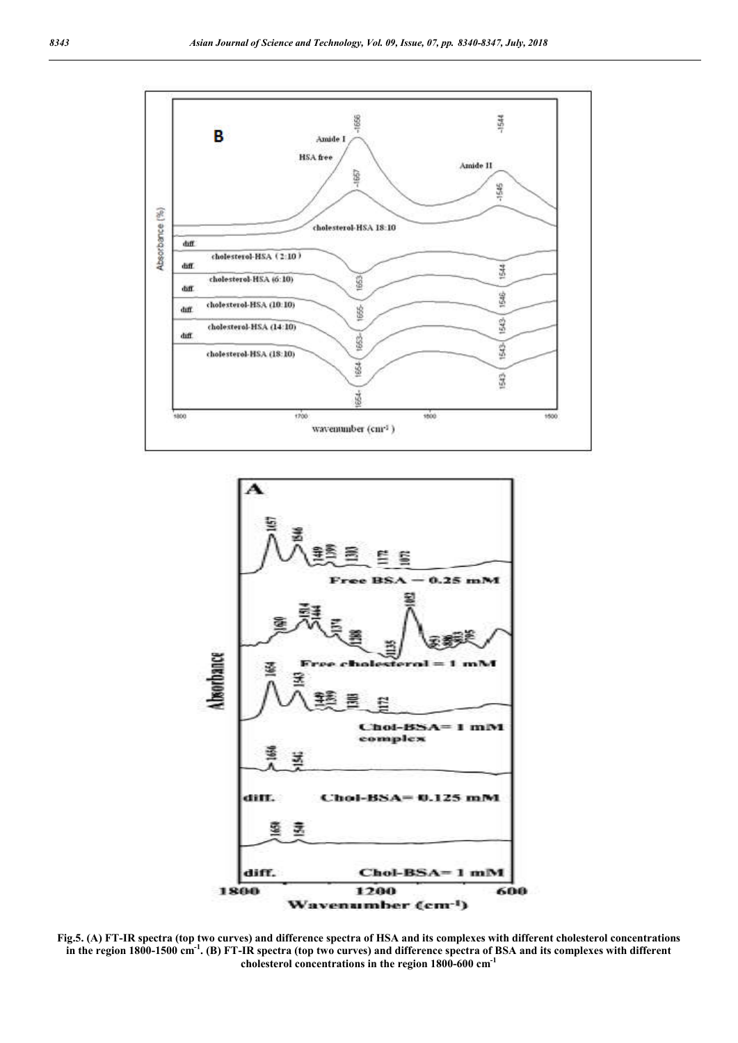**Fig.5. (A) FT-IR spectra (top two curves) and difference spectra of HSA and its complexes with different cholesterol concentrations in the region 1800-1500 cm$^{-1}$. (B) FT-IR spectra (top two curves) and difference spectra of BSA and its complexes with different cholesterol concentrations in the region 1800-600 cm$^{-1}$**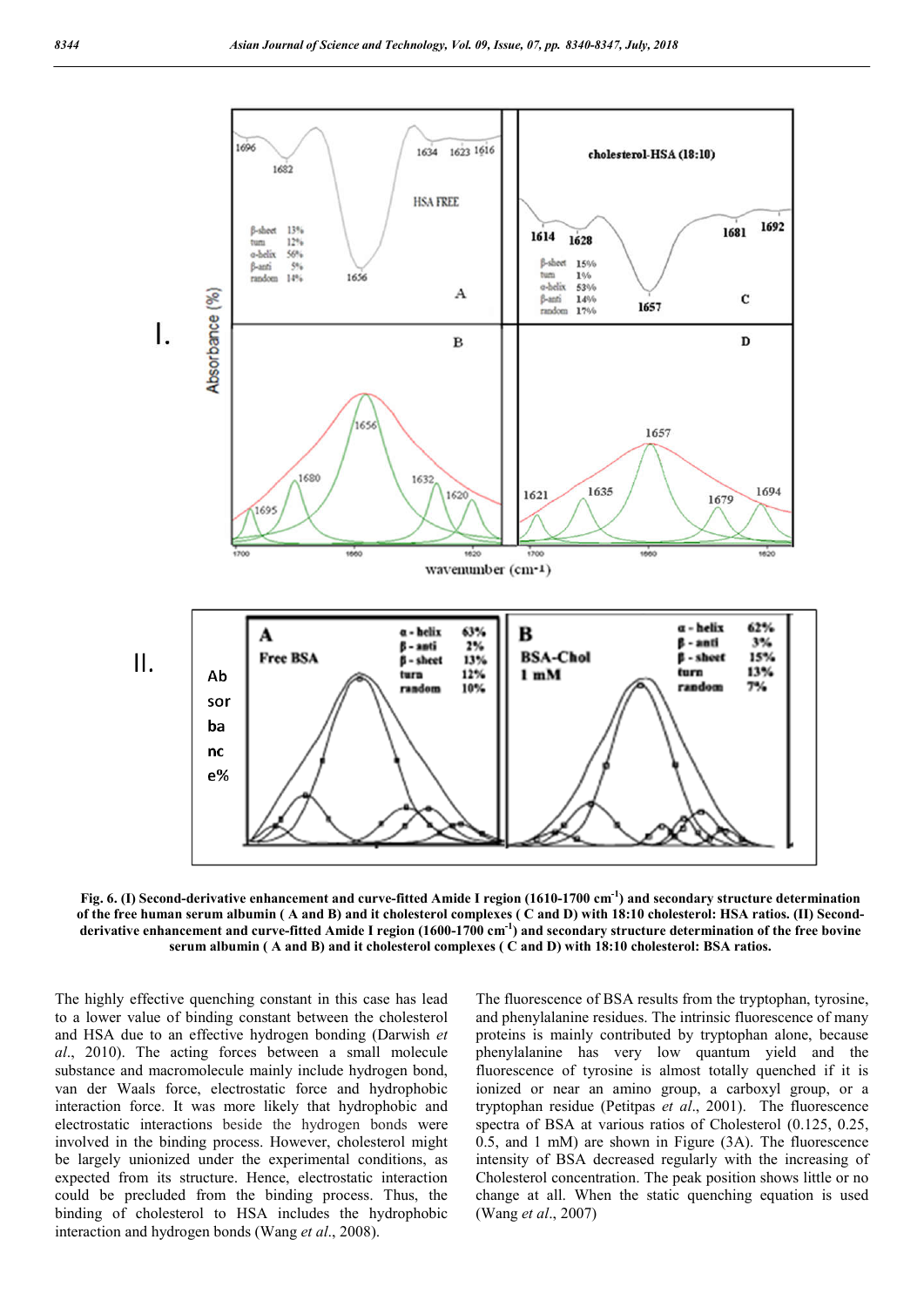**Fig. 6. (I) Second-derivative enhancement and curve-fitted Amide I region (1610-1700 cm$^{-1}$) and secondary structure determination of the free human serum albumin ( A and B) and it cholesterol complexes ( C and D) with 18:10 cholesterol: HSA ratios. (II) Second-derivative enhancement and curve-fitted Amide I region (1600-1700 cm$^{-1}$) and secondary structure determination of the free bovine serum albumin ( A and B) and it cholesterol complexes ( C and D) with 18:10 cholesterol: BSA ratios.**

The highly effective quenching constant in this case has lead to a lower value of binding constant between the cholesterol and HSA due to an effective hydrogen bonding (Darwish *et al*., 2010). The acting forces between a small molecule substance and macromolecule mainly include hydrogen bond, van der Waals force, electrostatic force and hydrophobic interaction force. It was more likely that hydrophobic and electrostatic interactions beside the hydrogen bonds were involved in the binding process. However, cholesterol might be largely unionized under the experimental conditions, as expected from its structure. Hence, electrostatic interaction could be precluded from the binding process. Thus, the binding of cholesterol to HSA includes the hydrophobic interaction and hydrogen bonds (Wang *et al*., 2008).

The fluorescence of BSA results from the tryptophan, tyrosine, and phenylalanine residues. The intrinsic fluorescence of many proteins is mainly contributed by tryptophan alone, because phenylalanine has very low quantum yield and the fluorescence of tyrosine is almost totally quenched if it is ionized or near an amino group, a carboxyl group, or a tryptophan residue (Petitpas *et al*., 2001). The fluorescence spectra of BSA at various ratios of Cholesterol (0.125, 0.25, 0.5, and 1 mM) are shown in Figure (3A). The fluorescence intensity of BSA decreased regularly with the increasing of Cholesterol concentration. The peak position shows little or no change at all. When the static quenching equation is used (Wang *et al*., 2007)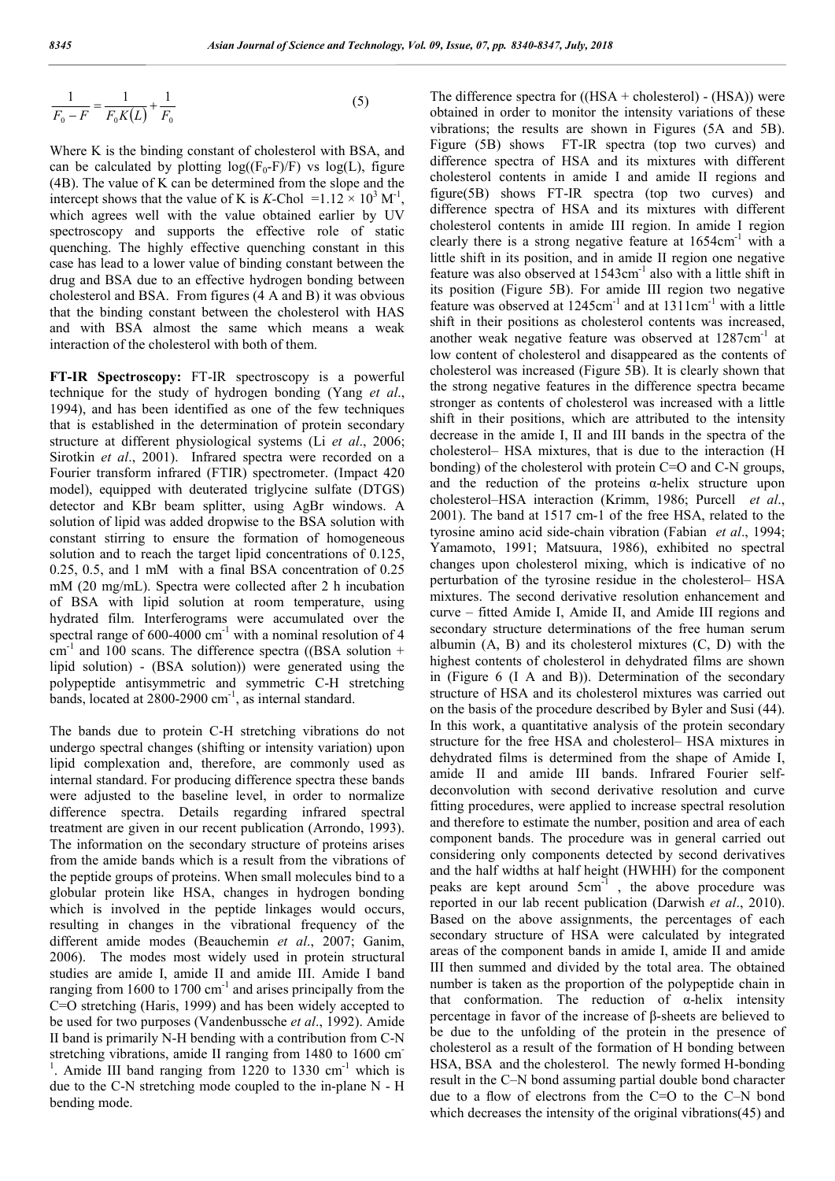$$\frac{1}{F_0 - F} = \frac{1}{F_0 K(L)} + \frac{1}{F_0} \quad (5)$$

Where K is the binding constant of cholesterol with BSA, and can be calculated by plotting log((F$_0$-F)/F) vs log(L), figure (4B). The value of K can be determined from the slope and the intercept shows that the value of K is *K*-Chol $=1.12 \times 10^3$ M$^{-1}$, which agrees well with the value obtained earlier by UV spectroscopy and supports the effective role of static quenching. The highly effective quenching constant in this case has lead to a lower value of binding constant between the drug and BSA due to an effective hydrogen bonding between cholesterol and BSA. From figures (4 A and B) it was obvious that the binding constant between the cholesterol with HAS and with BSA almost the same which means a weak interaction of the cholesterol with both of them.

**FT-IR Spectroscopy:** FT-IR spectroscopy is a powerful technique for the study of hydrogen bonding (Yang *et al*., 1994), and has been identified as one of the few techniques that is established in the determination of protein secondary structure at different physiological systems (Li *et al*., 2006; Sirotkin *et al*., 2001). Infrared spectra were recorded on a Fourier transform infrared (FTIR) spectrometer. (Impact 420 model), equipped with deuterated triglycine sulfate (DTGS) detector and KBr beam splitter, using AgBr windows. A solution of lipid was added dropwise to the BSA solution with constant stirring to ensure the formation of homogeneous solution and to reach the target lipid concentrations of 0.125, 0.25, 0.5, and 1 mM with a final BSA concentration of 0.25 mM (20 mg/mL). Spectra were collected after 2 h incubation of BSA with lipid solution at room temperature, using hydrated film. Interferograms were accumulated over the spectral range of 600-4000 cm$^{-1}$ with a nominal resolution of 4 cm$^{-1}$ and 100 scans. The difference spectra ((BSA solution + lipid solution) - (BSA solution)) were generated using the polypeptide antisymmetric and symmetric C-H stretching bands, located at 2800-2900 cm$^{-1}$, as internal standard.

The bands due to protein C-H stretching vibrations do not undergo spectral changes (shifting or intensity variation) upon lipid complexation and, therefore, are commonly used as internal standard. For producing difference spectra these bands were adjusted to the baseline level, in order to normalize difference spectra. Details regarding infrared spectral treatment are given in our recent publication (Arrondo, 1993). The information on the secondary structure of proteins arises from the amide bands which is a result from the vibrations of the peptide groups of proteins. When small molecules bind to a globular protein like HSA, changes in hydrogen bonding which is involved in the peptide linkages would occurs, resulting in changes in the vibrational frequency of the different amide modes (Beauchemin *et al*., 2007; Ganim, 2006). The modes most widely used in protein structural studies are amide I, amide II and amide III. Amide I band ranging from 1600 to 1700 cm$^{-1}$ and arises principally from the C=O stretching (Haris, 1999) and has been widely accepted to be used for two purposes (Vandenbussche *et al*., 1992). Amide II band is primarily N-H bending with a contribution from C-N stretching vibrations, amide II ranging from 1480 to 1600 cm$^{-1}$. Amide III band ranging from 1220 to 1330 cm$^{-1}$ which is due to the C-N stretching mode coupled to the in-plane N - H bending mode.

The difference spectra for ((HSA + cholesterol) - (HSA)) were obtained in order to monitor the intensity variations of these vibrations; the results are shown in Figures (5A and 5B). Figure (5B) shows FT-IR spectra (top two curves) and difference spectra of HSA and its mixtures with different cholesterol contents in amide I and amide II regions and figure(5B) shows FT-IR spectra (top two curves) and difference spectra of HSA and its mixtures with different cholesterol contents in amide III region. In amide I region clearly there is a strong negative feature at 1654cm$^{-1}$ with a little shift in its position, and in amide II region one negative feature was also observed at 1543cm$^{-1}$ also with a little shift in its position (Figure 5B). For amide III region two negative feature was observed at 1245cm$^{-1}$ and at 1311cm$^{-1}$ with a little shift in their positions as cholesterol contents was increased, another weak negative feature was observed at 1287cm$^{-1}$ at low content of cholesterol and disappeared as the contents of cholesterol was increased (Figure 5B). It is clearly shown that the strong negative features in the difference spectra became stronger as contents of cholesterol was increased with a little shift in their positions, which are attributed to the intensity decrease in the amide I, II and III bands in the spectra of the cholesterol– HSA mixtures, that is due to the interaction (H bonding) of the cholesterol with protein C=O and C-N groups, and the reduction of the proteins α-helix structure upon cholesterol–HSA interaction (Krimm, 1986; Purcell *et al*., 2001). The band at 1517 cm-1 of the free HSA, related to the tyrosine amino acid side-chain vibration (Fabian *et al*., 1994; Yamamoto, 1991; Matsuura, 1986), exhibited no spectral changes upon cholesterol mixing, which is indicative of no perturbation of the tyrosine residue in the cholesterol– HSA mixtures. The second derivative resolution enhancement and curve – fitted Amide I, Amide II, and Amide III regions and secondary structure determinations of the free human serum albumin (A, B) and its cholesterol mixtures (C, D) with the highest contents of cholesterol in dehydrated films are shown in (Figure 6 (I A and B)). Determination of the secondary structure of HSA and its cholesterol mixtures was carried out on the basis of the procedure described by Byler and Susi (44). In this work, a quantitative analysis of the protein secondary structure for the free HSA and cholesterol– HSA mixtures in dehydrated films is determined from the shape of Amide I, amide II and amide III bands. Infrared Fourier self-deconvolution with second derivative resolution and curve fitting procedures, were applied to increase spectral resolution and therefore to estimate the number, position and area of each component bands. The procedure was in general carried out considering only components detected by second derivatives and the half widths at half height (HWHH) for the component peaks are kept around 5cm$^{-1}$ , the above procedure was reported in our lab recent publication (Darwish *et al*., 2010). Based on the above assignments, the percentages of each secondary structure of HSA were calculated by integrated areas of the component bands in amide I, amide II and amide III then summed and divided by the total area. The obtained number is taken as the proportion of the polypeptide chain in that conformation. The reduction of α-helix intensity percentage in favor of the increase of β-sheets are believed to be due to the unfolding of the protein in the presence of cholesterol as a result of the formation of H bonding between HSA, BSA and the cholesterol. The newly formed H-bonding result in the C–N bond assuming partial double bond character due to a flow of electrons from the C=O to the C–N bond which decreases the intensity of the original vibrations(45) and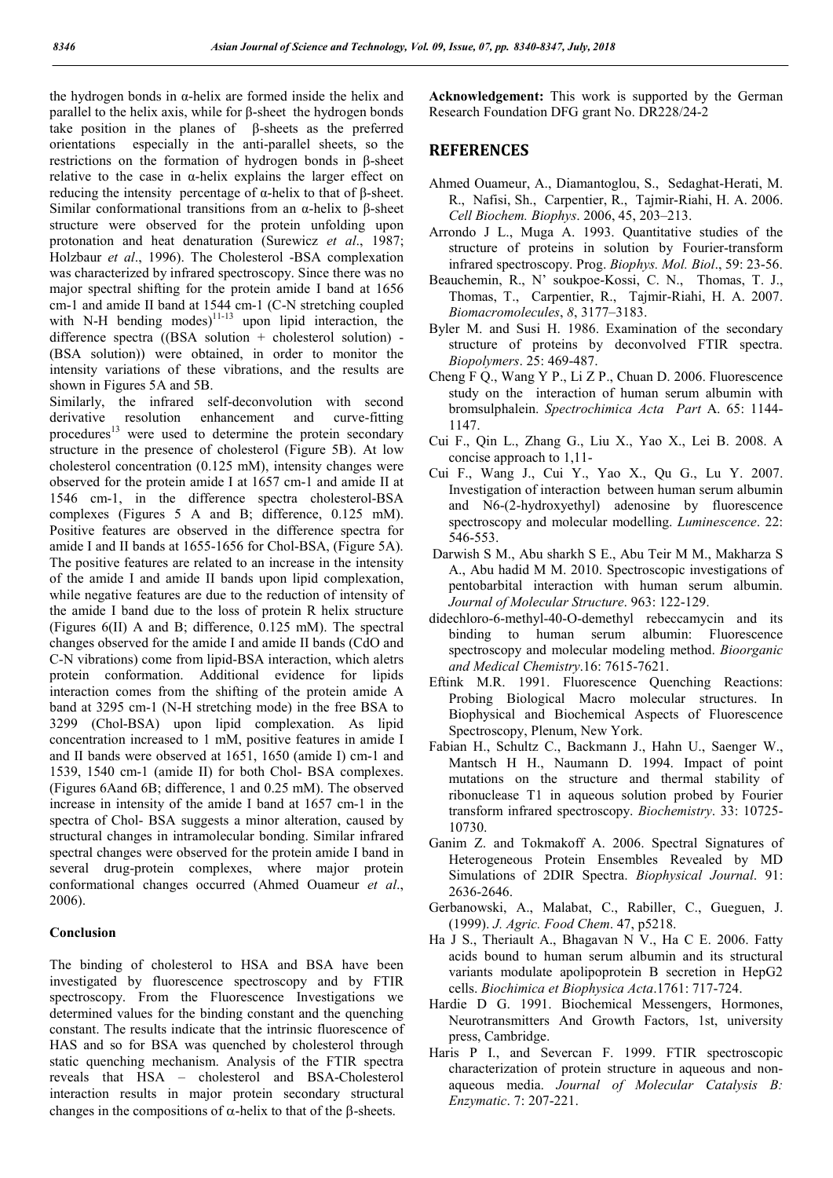the hydrogen bonds in α-helix are formed inside the helix and parallel to the helix axis, while for β-sheet the hydrogen bonds take position in the planes of β-sheets as the preferred orientations especially in the anti-parallel sheets, so the restrictions on the formation of hydrogen bonds in β-sheet relative to the case in α-helix explains the larger effect on reducing the intensity percentage of α-helix to that of β-sheet. Similar conformational transitions from an α-helix to β-sheet structure were observed for the protein unfolding upon protonation and heat denaturation (Surewicz *et al*., 1987; Holzbaur *et al*., 1996). The Cholesterol -BSA complexation was characterized by infrared spectroscopy. Since there was no major spectral shifting for the protein amide I band at 1656 cm-1 and amide II band at 1544 cm-1 (C-N stretching coupled with N-H bending modes)[11-13] upon lipid interaction, the difference spectra ((BSA solution + cholesterol solution) - (BSA solution)) were obtained, in order to monitor the intensity variations of these vibrations, and the results are shown in Figures 5A and 5B.

Similarly, the infrared self-deconvolution with second derivative resolution enhancement and curve-fitting procedures[13] were used to determine the protein secondary structure in the presence of cholesterol (Figure 5B). At low cholesterol concentration (0.125 mM), intensity changes were observed for the protein amide I at 1657 cm-1 and amide II at 1546 cm-1, in the difference spectra cholesterol-BSA complexes (Figures 5 A and B; difference, 0.125 mM). Positive features are observed in the difference spectra for amide I and II bands at 1655-1656 for Chol-BSA, (Figure 5A). The positive features are related to an increase in the intensity of the amide I and amide II bands upon lipid complexation, while negative features are due to the reduction of intensity of the amide I band due to the loss of protein R helix structure (Figures 6(II) A and B; difference, 0.125 mM). The spectral changes observed for the amide I and amide II bands (CdO and C-N vibrations) come from lipid-BSA interaction, which aletrs protein conformation. Additional evidence for lipids interaction comes from the shifting of the protein amide A band at 3295 cm-1 (N-H stretching mode) in the free BSA to 3299 (Chol-BSA) upon lipid complexation. As lipid concentration increased to 1 mM, positive features in amide I and II bands were observed at 1651, 1650 (amide I) cm-1 and 1539, 1540 cm-1 (amide II) for both Chol- BSA complexes. (Figures 6Aand 6B; difference, 1 and 0.25 mM). The observed increase in intensity of the amide I band at 1657 cm-1 in the spectra of Chol- BSA suggests a minor alteration, caused by structural changes in intramolecular bonding. Similar infrared spectral changes were observed for the protein amide I band in several drug-protein complexes, where major protein conformational changes occurred (Ahmed Ouameur *et al*., 2006).

### Conclusion

The binding of cholesterol to HSA and BSA have been investigated by fluorescence spectroscopy and by FTIR spectroscopy. From the Fluorescence Investigations we determined values for the binding constant and the quenching constant. The results indicate that the intrinsic fluorescence of HAS and so for BSA was quenched by cholesterol through static quenching mechanism. Analysis of the FTIR spectra reveals that HSA – cholesterol and BSA-Cholesterol interaction results in major protein secondary structural changes in the compositions of α-helix to that of the β-sheets.

**Acknowledgement:** This work is supported by the German Research Foundation DFG grant No. DR228/24-2

## REFERENCES

Ahmed Ouameur, A., Diamantoglou, S., Sedaghat-Herati, M. R., Nafisi, Sh., Carpentier, R., Tajmir-Riahi, H. A. 2006. *Cell Biochem. Biophys*. 2006, 45, 203–213.

Arrondo J L., Muga A. 1993. Quantitative studies of the structure of proteins in solution by Fourier-transform infrared spectroscopy. Prog. *Biophys. Mol. Biol*., 59: 23-56.

Beauchemin, R., N' soukpoe-Kossi, C. N., Thomas, T. J., Thomas, T., Carpentier, R., Tajmir-Riahi, H. A. 2007. *Biomacromolecules*, *8*, 3177–3183.

Byler M. and Susi H. 1986. Examination of the secondary structure of proteins by deconvolved FTIR spectra. *Biopolymers*. 25: 469-487.

Cheng F Q., Wang Y P., Li Z P., Chuan D. 2006. Fluorescence study on the interaction of human serum albumin with bromsulphalein. *Spectrochimica Acta Part* A. 65: 1144-1147.

Cui F., Qin L., Zhang G., Liu X., Yao X., Lei B. 2008. A concise approach to 1,11-

Cui F., Wang J., Cui Y., Yao X., Qu G., Lu Y. 2007. Investigation of interaction between human serum albumin and N6-(2-hydroxyethyl) adenosine by fluorescence spectroscopy and molecular modelling. *Luminescence*. 22: 546-553.

Darwish S M., Abu sharkh S E., Abu Teir M M., Makharza S A., Abu hadid M M. 2010. Spectroscopic investigations of pentobarbital interaction with human serum albumin. *Journal of Molecular Structure*. 963: 122-129.

didechloro-6-methyl-40-O-demethyl rebeccamycin and its binding to human serum albumin: Fluorescence spectroscopy and molecular modeling method. *Bioorganic and Medical Chemistry*.16: 7615-7621.

Eftink M.R. 1991. Fluorescence Quenching Reactions: Probing Biological Macro molecular structures. In Biophysical and Biochemical Aspects of Fluorescence Spectroscopy, Plenum, New York.

Fabian H., Schultz C., Backmann J., Hahn U., Saenger W., Mantsch H H., Naumann D. 1994. Impact of point mutations on the structure and thermal stability of ribonuclease T1 in aqueous solution probed by Fourier transform infrared spectroscopy. *Biochemistry*. 33: 10725-10730.

Ganim Z. and Tokmakoff A. 2006. Spectral Signatures of Heterogeneous Protein Ensembles Revealed by MD Simulations of 2DIR Spectra. *Biophysical Journal*. 91: 2636-2646.

Gerbanowski, A., Malabat, C., Rabiller, C., Gueguen, J. (1999). *J. Agric. Food Chem*. 47, p5218.

Ha J S., Theriault A., Bhagavan N V., Ha C E. 2006. Fatty acids bound to human serum albumin and its structural variants modulate apolipoprotein B secretion in HepG2 cells. *Biochimica et Biophysica Acta*.1761: 717-724.

Hardie D G. 1991. Biochemical Messengers, Hormones, Neurotransmitters And Growth Factors, 1st, university press, Cambridge.

Haris P I., and Severcan F. 1999. FTIR spectroscopic characterization of protein structure in aqueous and non-aqueous media. *Journal of Molecular Catalysis B: Enzymatic*. 7: 207-221.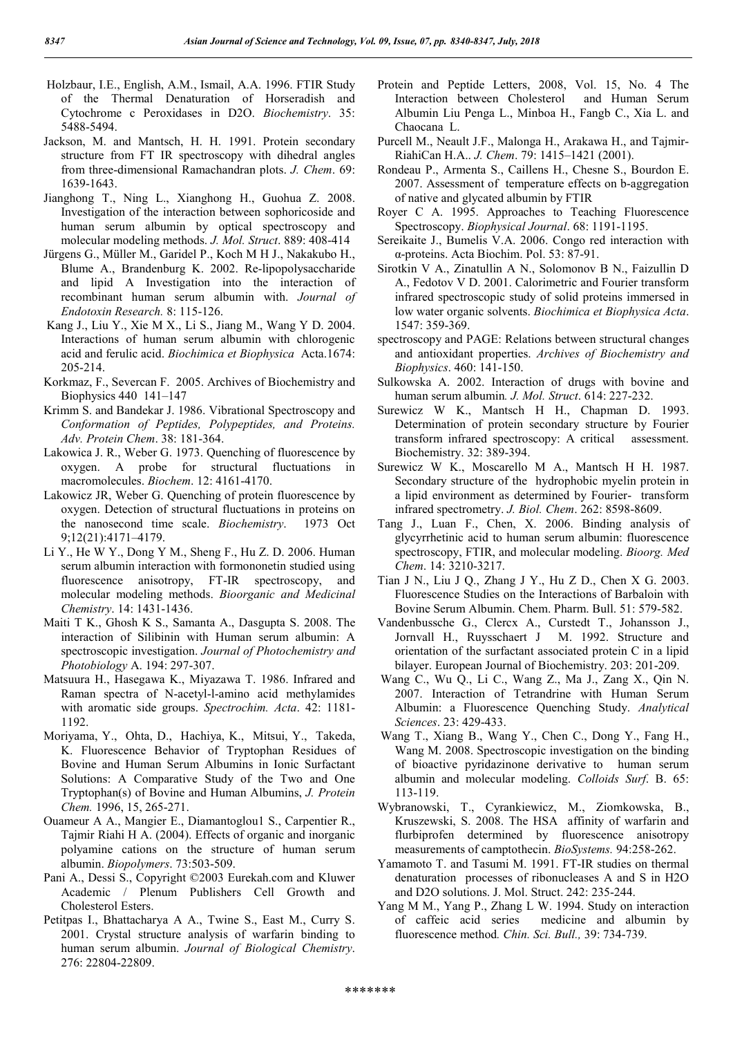Holzbaur, I.E., English, A.M., Ismail, A.A. 1996. FTIR Study of the Thermal Denaturation of Horseradish and Cytochrome c Peroxidases in D2O. *Biochemistry*. 35: 5488-5494.

Jackson, M. and Mantsch, H. H. 1991. Protein secondary structure from FT IR spectroscopy with dihedral angles from three-dimensional Ramachandran plots. *J. Chem*. 69: 1639-1643.

Jianghong T., Ning L., Xianghong H., Guohua Z. 2008. Investigation of the interaction between sophoricoside and human serum albumin by optical spectroscopy and molecular modeling methods. *J. Mol. Struct*. 889: 408-414

Jürgens G., Müller M., Garidel P., Koch M H J., Nakakubo H., Blume A., Brandenburg K. 2002. Re-lipopolysaccharide and lipid A Investigation into the interaction of recombinant human serum albumin with. *Journal of Endotoxin Research.* 8: 115-126.

Kang J., Liu Y., Xie M X., Li S., Jiang M., Wang Y D. 2004. Interactions of human serum albumin with chlorogenic acid and ferulic acid. *Biochimica et Biophysica* Acta.1674: 205-214.

Korkmaz, F., Severcan F. 2005. Archives of Biochemistry and Biophysics 440 141–147

Krimm S. and Bandekar J. 1986. Vibrational Spectroscopy and *Conformation of Peptides, Polypeptides, and Proteins. Adv. Protein Chem*. 38: 181-364.

Lakowica J. R., Weber G. 1973. Quenching of fluorescence by oxygen. A probe for structural fluctuations in macromolecules. *Biochem*. 12: 4161-4170.

Lakowicz JR, Weber G. Quenching of protein fluorescence by oxygen. Detection of structural fluctuations in proteins on the nanosecond time scale. *Biochemistry*. 1973 Oct 9;12(21):4171–4179.

Li Y., He W Y., Dong Y M., Sheng F., Hu Z. D. 2006. Human serum albumin interaction with formononetin studied using fluorescence anisotropy, FT-IR spectroscopy, and molecular modeling methods. *Bioorganic and Medicinal Chemistry*. 14: 1431-1436.

Maiti T K., Ghosh K S., Samanta A., Dasgupta S. 2008. The interaction of Silibinin with Human serum albumin: A spectroscopic investigation. *Journal of Photochemistry and Photobiology* A. 194: 297-307.

Matsuura H., Hasegawa K., Miyazawa T. 1986. Infrared and Raman spectra of N-acetyl-l-amino acid methylamides with aromatic side groups. *Spectrochim. Acta*. 42: 1181-1192.

Moriyama, Y., Ohta, D., Hachiya, K., Mitsui, Y., Takeda, K. Fluorescence Behavior of Tryptophan Residues of Bovine and Human Serum Albumins in Ionic Surfactant Solutions: A Comparative Study of the Two and One Tryptophan(s) of Bovine and Human Albumins, *J. Protein Chem.* 1996, 15, 265-271.

Ouameur A A., Mangier E., Diamantoglou1 S., Carpentier R., Tajmir Riahi H A. (2004). Effects of organic and inorganic polyamine cations on the structure of human serum albumin. *Biopolymers*. 73:503-509.

Pani A., Dessi S., Copyright ©2003 Eurekah.com and Kluwer Academic / Plenum Publishers Cell Growth and Cholesterol Esters.

Petitpas I., Bhattacharya A A., Twine S., East M., Curry S. 2001. Crystal structure analysis of warfarin binding to human serum albumin. *Journal of Biological Chemistry*. 276: 22804-22809.

Protein and Peptide Letters, 2008, Vol. 15, No. 4 The Interaction between Cholesterol and Human Serum Albumin Liu Penga L., Minboa H., Fangb C., Xia L. and Chaocana L.

Purcell M., Neault J.F., Malonga H., Arakawa H., and Tajmir-RiahiCan H.A.. *J. Chem*. 79: 1415–1421 (2001).

Rondeau P., Armenta S., Caillens H., Chesne S., Bourdon E. 2007. Assessment of temperature effects on b-aggregation of native and glycated albumin by FTIR

Royer C A. 1995. Approaches to Teaching Fluorescence Spectroscopy. *Biophysical Journal*. 68: 1191-1195.

Sereikaite J., Bumelis V.A. 2006. Congo red interaction with α-proteins. Acta Biochim. Pol. 53: 87-91.

Sirotkin V A., Zinatullin A N., Solomonov B N., Faizullin D A., Fedotov V D. 2001. Calorimetric and Fourier transform infrared spectroscopic study of solid proteins immersed in low water organic solvents. *Biochimica et Biophysica Acta*. 1547: 359-369.

spectroscopy and PAGE: Relations between structural changes and antioxidant properties. *Archives of Biochemistry and Biophysics*. 460: 141-150.

Sulkowska A. 2002. Interaction of drugs with bovine and human serum albumin*. J. Mol. Struct*. 614: 227-232.

Surewicz W K., Mantsch H H., Chapman D. 1993. Determination of protein secondary structure by Fourier transform infrared spectroscopy: A critical assessment. Biochemistry. 32: 389-394.

Surewicz W K., Moscarello M A., Mantsch H H. 1987. Secondary structure of the hydrophobic myelin protein in a lipid environment as determined by Fourier- transform infrared spectrometry. *J. Biol. Chem*. 262: 8598-8609.

Tang J., Luan F., Chen, X. 2006. Binding analysis of glycyrrhetinic acid to human serum albumin: fluorescence spectroscopy, FTIR, and molecular modeling. *Bioorg. Med Chem*. 14: 3210-3217.

Tian J N., Liu J Q., Zhang J Y., Hu Z D., Chen X G. 2003. Fluorescence Studies on the Interactions of Barbaloin with Bovine Serum Albumin. Chem. Pharm. Bull. 51: 579-582.

Vandenbussche G., Clercx A., Curstedt T., Johansson J., Jornvall H., Ruysschaert J M. 1992. Structure and orientation of the surfactant associated protein C in a lipid bilayer. European Journal of Biochemistry. 203: 201-209.

Wang C., Wu Q., Li C., Wang Z., Ma J., Zang X., Qin N. 2007. Interaction of Tetrandrine with Human Serum Albumin: a Fluorescence Quenching Study. *Analytical Sciences*. 23: 429-433.

Wang T., Xiang B., Wang Y., Chen C., Dong Y., Fang H., Wang M. 2008. Spectroscopic investigation on the binding of bioactive pyridazinone derivative to human serum albumin and molecular modeling. *Colloids Surf*. B. 65: 113-119.

Wybranowski, T., Cyrankiewicz, M., Ziomkowska, B., Kruszewski, S. 2008. The HSA affinity of warfarin and flurbiprofen determined by fluorescence anisotropy measurements of camptothecin. *BioSystems.* 94:258-262.

Yamamoto T. and Tasumi M. 1991. FT-IR studies on thermal denaturation processes of ribonucleases A and S in H2O and D2O solutions. J. Mol. Struct. 242: 235-244.

Yang M M., Yang P., Zhang L W. 1994. Study on interaction of caffeic acid series medicine and albumin by fluorescence method*. Chin. Sci. Bull.,* 39: 734-739.

\*\*\*\*\*\*\*